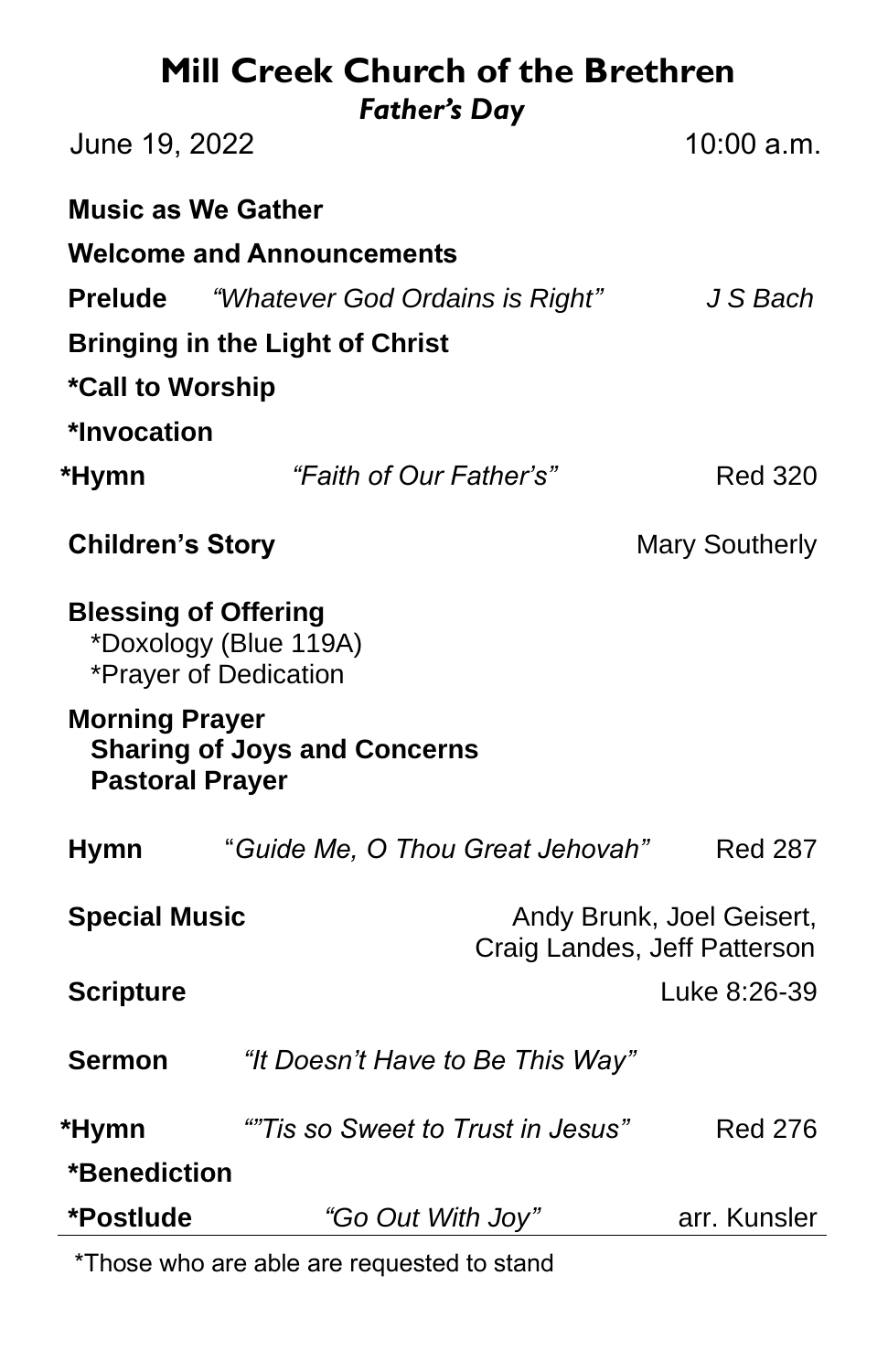# Mill Creek Church of the Brethren

***Father's Day***

June 19, 2022 10:00 a.m.

**Music as We Gather**

**Welcome and Announcements**

**Prelude** *"Whatever God Ordains is Right"* *J S Bach*

**Bringing in the Light of Christ**

***Call to Worship**

***Invocation**

***Hymn** *"Faith of Our Father's"* Red 320

**Children's Story** Mary Southerly

**Blessing of Offering**
*Doxology (Blue 119A)
*Prayer of Dedication

**Morning Prayer**
**Sharing of Joys and Concerns**
**Pastoral Prayer**

**Hymn** "*Guide Me, O Thou Great Jehovah"* Red 287

**Special Music** Andy Brunk, Joel Geisert, Craig Landes, Jeff Patterson

**Scripture** Luke 8:26-39

**Sermon** *"It Doesn't Have to Be This Way"*

***Hymn** *""Tis so Sweet to Trust in Jesus"* Red 276

***Benediction**

***Postlude** *"Go Out With Joy"* arr. Kunsler

*Those who are able are requested to stand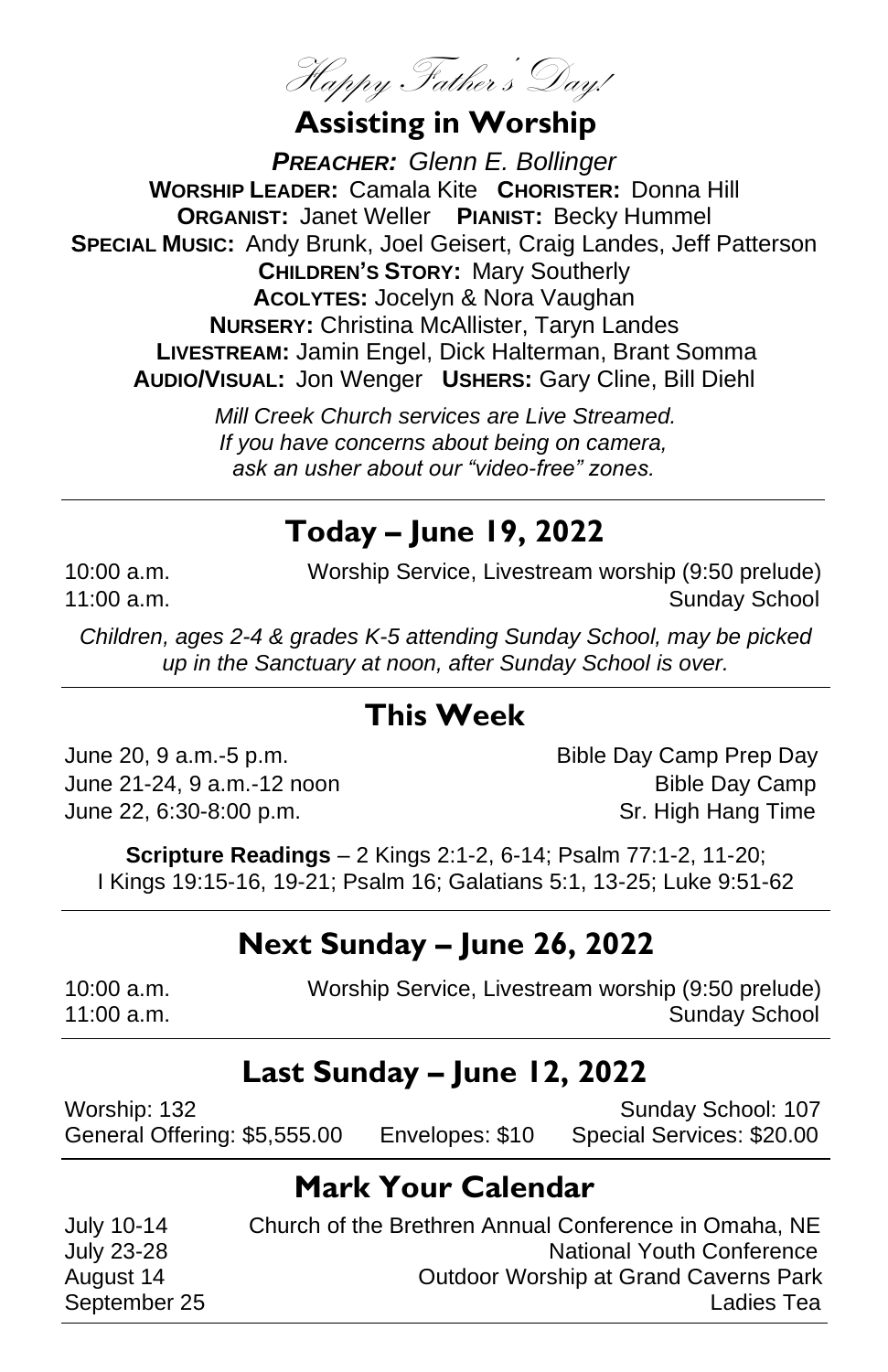*Happy Father's Day!*

## Assisting in Worship

***PREACHER:** Glenn E. Bollinger*

**WORSHIP LEADER:** Camala Kite **CHORISTER:** Donna Hill

**ORGANIST:** Janet Weller **PIANIST:** Becky Hummel

**SPECIAL MUSIC:** Andy Brunk, Joel Geisert, Craig Landes, Jeff Patterson

**CHILDREN'S STORY:** Mary Southerly

**ACOLYTES:** Jocelyn & Nora Vaughan

**NURSERY:** Christina McAllister, Taryn Landes

**LIVESTREAM:** Jamin Engel, Dick Halterman, Brant Somma

**AUDIO/VISUAL:** Jon Wenger **USHERS:** Gary Cline, Bill Diehl

*Mill Creek Church services are Live Streamed. If you have concerns about being on camera, ask an usher about our "video-free" zones.*

## Today – June 19, 2022

10:00 a.m. Worship Service, Livestream worship (9:50 prelude)

11:00 a.m. Sunday School

*Children, ages 2-4 & grades K-5 attending Sunday School, may be picked up in the Sanctuary at noon, after Sunday School is over.*

## This Week

June 20, 9 a.m.-5 p.m. Bible Day Camp Prep Day

June 21-24, 9 a.m.-12 noon Bible Day Camp

June 22, 6:30-8:00 p.m. Sr. High Hang Time

**Scripture Readings** – 2 Kings 2:1-2, 6-14; Psalm 77:1-2, 11-20; I Kings 19:15-16, 19-21; Psalm 16; Galatians 5:1, 13-25; Luke 9:51-62

## Next Sunday – June 26, 2022

10:00 a.m. Worship Service, Livestream worship (9:50 prelude)

11:00 a.m. Sunday School

## Last Sunday – June 12, 2022

Worship: 132 Sunday School: 107

General Offering: $5,555.00 Envelopes: $10 Special Services: $20.00

## Mark Your Calendar

July 10-14 Church of the Brethren Annual Conference in Omaha, NE

July 23-28 National Youth Conference

August 14 Outdoor Worship at Grand Caverns Park

September 25 Ladies Tea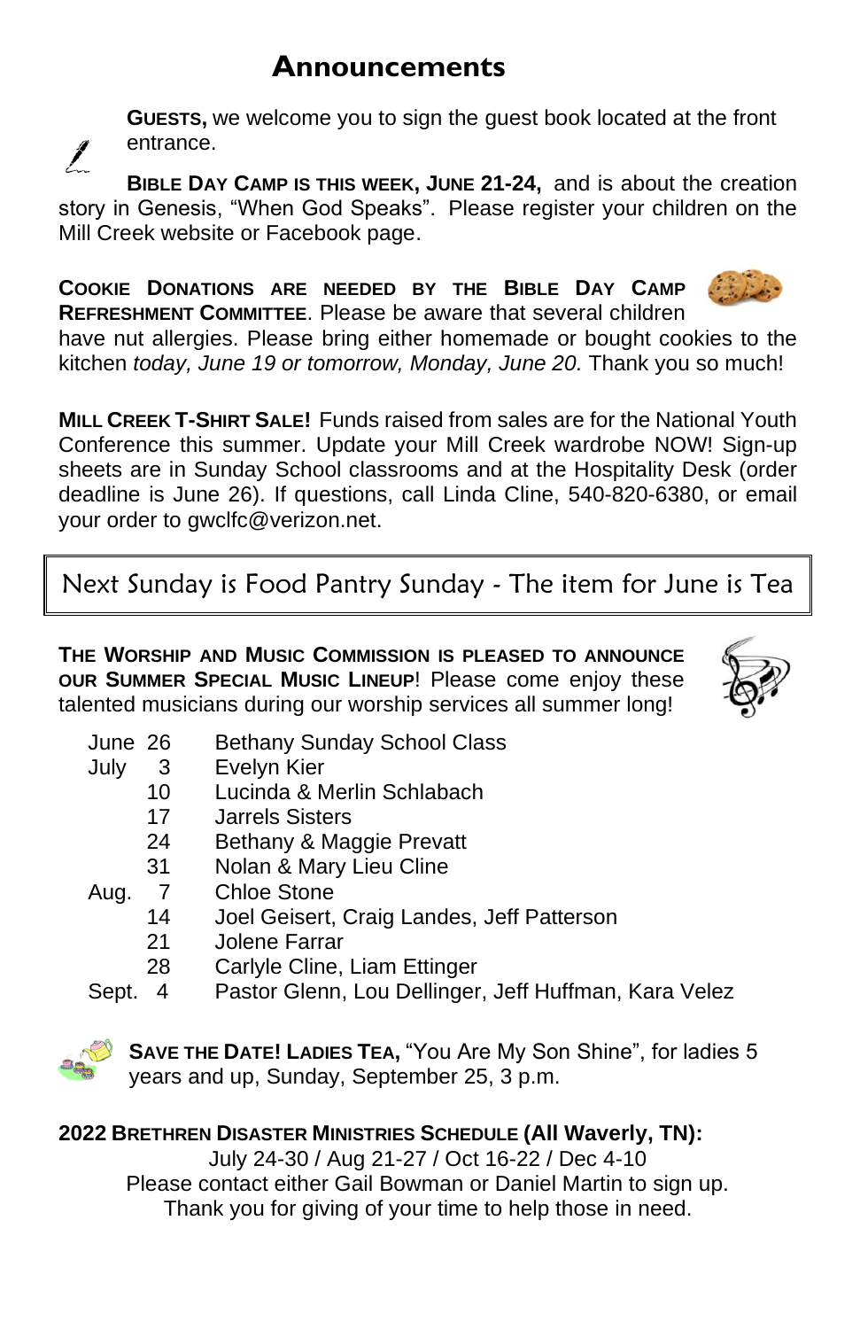# Announcements

**GUESTS,** we welcome you to sign the guest book located at the front entrance.

**BIBLE DAY CAMP IS THIS WEEK, JUNE 21-24,** and is about the creation story in Genesis, "When God Speaks". Please register your children on the Mill Creek website or Facebook page.

**COOKIE DONATIONS ARE NEEDED BY THE BIBLE DAY CAMP REFRESHMENT COMMITTEE**. Please be aware that several children have nut allergies. Please bring either homemade or bought cookies to the kitchen *today, June 19 or tomorrow, Monday, June 20.* Thank you so much!

**MILL CREEK T-SHIRT SALE!** Funds raised from sales are for the National Youth Conference this summer. Update your Mill Creek wardrobe NOW! Sign-up sheets are in Sunday School classrooms and at the Hospitality Desk (order deadline is June 26). If questions, call Linda Cline, 540-820-6380, or email your order to gwclfc@verizon.net.

Next Sunday is Food Pantry Sunday - The item for June is Tea

**THE WORSHIP AND MUSIC COMMISSION IS PLEASED TO ANNOUNCE OUR SUMMER SPECIAL MUSIC LINEUP**! Please come enjoy these talented musicians during our worship services all summer long!

| | | |
|---|---|---|
| June | 26 | Bethany Sunday School Class |
| July | 3 | Evelyn Kier |
| | 10 | Lucinda & Merlin Schlabach |
| | 17 | Jarrels Sisters |
| | 24 | Bethany & Maggie Prevatt |
| | 31 | Nolan & Mary Lieu Cline |
| Aug. | 7 | Chloe Stone |
| | 14 | Joel Geisert, Craig Landes, Jeff Patterson |
| | 21 | Jolene Farrar |
| | 28 | Carlyle Cline, Liam Ettinger |
| Sept. | 4 | Pastor Glenn, Lou Dellinger, Jeff Huffman, Kara Velez |

**SAVE THE DATE! LADIES TEA,** "You Are My Son Shine", for ladies 5 years and up, Sunday, September 25, 3 p.m.

**2022 BRETHREN DISASTER MINISTRIES SCHEDULE (All Waverly, TN):**

July 24-30 / Aug 21-27 / Oct 16-22 / Dec 4-10

Please contact either Gail Bowman or Daniel Martin to sign up.

Thank you for giving of your time to help those in need.